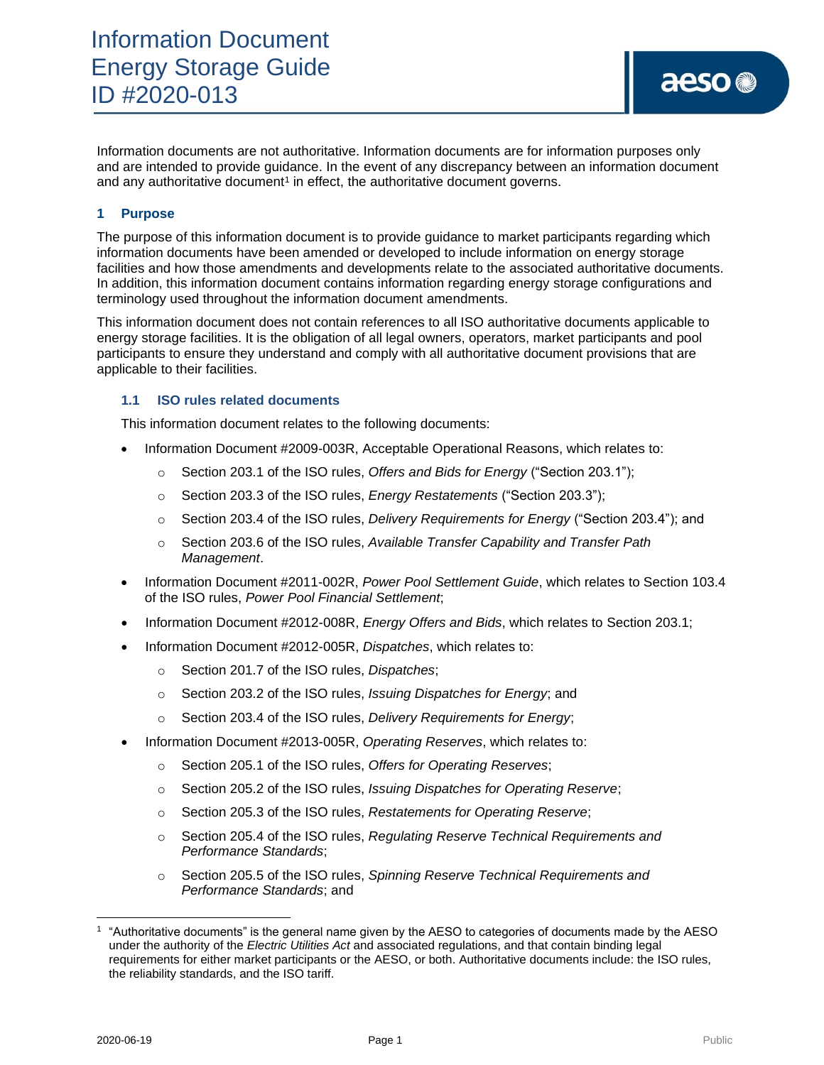# Information Document
# Energy Storage Guide
# ID #2020-013

Information documents are not authoritative. Information documents are for information purposes only and are intended to provide guidance. In the event of any discrepancy between an information document and any authoritative document[1] in effect, the authoritative document governs.

## 1 Purpose

The purpose of this information document is to provide guidance to market participants regarding which information documents have been amended or developed to include information on energy storage facilities and how those amendments and developments relate to the associated authoritative documents. In addition, this information document contains information regarding energy storage configurations and terminology used throughout the information document amendments.

This information document does not contain references to all ISO authoritative documents applicable to energy storage facilities. It is the obligation of all legal owners, operators, market participants and pool participants to ensure they understand and comply with all authoritative document provisions that are applicable to their facilities.

### 1.1 ISO rules related documents

This information document relates to the following documents:

- Information Document #2009-003R, Acceptable Operational Reasons, which relates to:
  - Section 203.1 of the ISO rules, *Offers and Bids for Energy* ("Section 203.1");
  - Section 203.3 of the ISO rules, *Energy Restatements* ("Section 203.3");
  - Section 203.4 of the ISO rules, *Delivery Requirements for Energy* ("Section 203.4"); and
  - Section 203.6 of the ISO rules, *Available Transfer Capability and Transfer Path Management*.
- Information Document #2011-002R, *Power Pool Settlement Guide*, which relates to Section 103.4 of the ISO rules, *Power Pool Financial Settlement*;
- Information Document #2012-008R, *Energy Offers and Bids*, which relates to Section 203.1;
- Information Document #2012-005R, *Dispatches*, which relates to:
  - Section 201.7 of the ISO rules, *Dispatches*;
  - Section 203.2 of the ISO rules, *Issuing Dispatches for Energy*; and
  - Section 203.4 of the ISO rules, *Delivery Requirements for Energy*;
- Information Document #2013-005R, *Operating Reserves*, which relates to:
  - Section 205.1 of the ISO rules, *Offers for Operating Reserves*;
  - Section 205.2 of the ISO rules, *Issuing Dispatches for Operating Reserve*;
  - Section 205.3 of the ISO rules, *Restatements for Operating Reserve*;
  - Section 205.4 of the ISO rules, *Regulating Reserve Technical Requirements and Performance Standards*;
  - Section 205.5 of the ISO rules, *Spinning Reserve Technical Requirements and Performance Standards*; and

[1] "Authoritative documents" is the general name given by the AESO to categories of documents made by the AESO under the authority of the *Electric Utilities Act* and associated regulations, and that contain binding legal requirements for either market participants or the AESO, or both. Authoritative documents include: the ISO rules, the reliability standards, and the ISO tariff.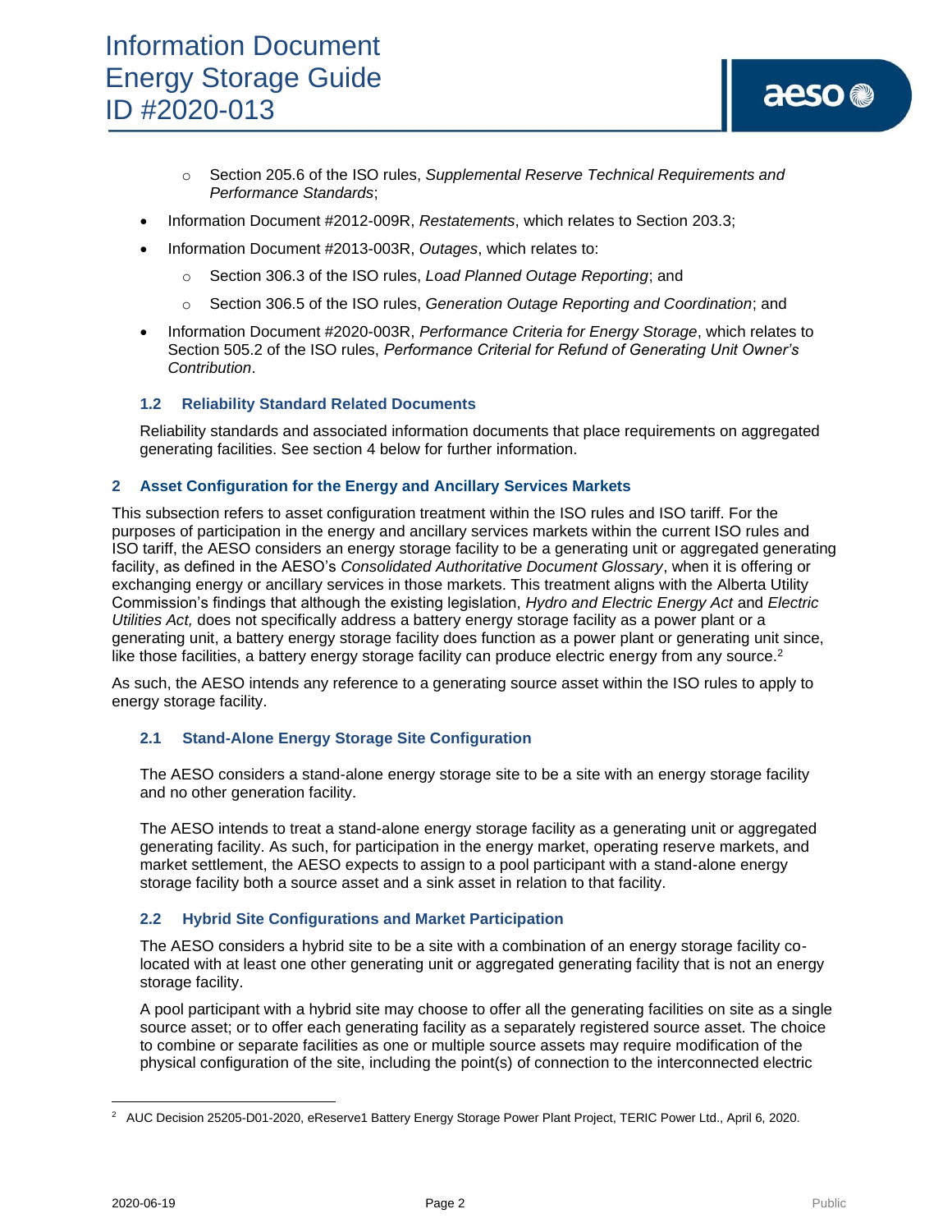- Section 205.6 of the ISO rules, *Supplemental Reserve Technical Requirements and Performance Standards*;

- Information Document #2012-009R, *Restatements*, which relates to Section 203.3;
- Information Document #2013-003R, *Outages*, which relates to:
  - Section 306.3 of the ISO rules, *Load Planned Outage Reporting*; and
  - Section 306.5 of the ISO rules, *Generation Outage Reporting and Coordination*; and
- Information Document #2020-003R, *Performance Criteria for Energy Storage*, which relates to Section 505.2 of the ISO rules, *Performance Criterial for Refund of Generating Unit Owner's Contribution*.

### 1.2 Reliability Standard Related Documents

Reliability standards and associated information documents that place requirements on aggregated generating facilities. See section 4 below for further information.

## 2 Asset Configuration for the Energy and Ancillary Services Markets

This subsection refers to asset configuration treatment within the ISO rules and ISO tariff. For the purposes of participation in the energy and ancillary services markets within the current ISO rules and ISO tariff, the AESO considers an energy storage facility to be a generating unit or aggregated generating facility, as defined in the AESO's *Consolidated Authoritative Document Glossary*, when it is offering or exchanging energy or ancillary services in those markets. This treatment aligns with the Alberta Utility Commission's findings that although the existing legislation, *Hydro and Electric Energy Act* and *Electric Utilities Act,* does not specifically address a battery energy storage facility as a power plant or a generating unit, a battery energy storage facility does function as a power plant or generating unit since, like those facilities, a battery energy storage facility can produce electric energy from any source.[2]

As such, the AESO intends any reference to a generating source asset within the ISO rules to apply to energy storage facility.

### 2.1 Stand-Alone Energy Storage Site Configuration

The AESO considers a stand-alone energy storage site to be a site with an energy storage facility and no other generation facility.

The AESO intends to treat a stand-alone energy storage facility as a generating unit or aggregated generating facility. As such, for participation in the energy market, operating reserve markets, and market settlement, the AESO expects to assign to a pool participant with a stand-alone energy storage facility both a source asset and a sink asset in relation to that facility.

### 2.2 Hybrid Site Configurations and Market Participation

The AESO considers a hybrid site to be a site with a combination of an energy storage facility co-located with at least one other generating unit or aggregated generating facility that is not an energy storage facility.

A pool participant with a hybrid site may choose to offer all the generating facilities on site as a single source asset; or to offer each generating facility as a separately registered source asset. The choice to combine or separate facilities as one or multiple source assets may require modification of the physical configuration of the site, including the point(s) of connection to the interconnected electric

---

[2] AUC Decision 25205-D01-2020, eReserve1 Battery Energy Storage Power Plant Project, TERIC Power Ltd., April 6, 2020.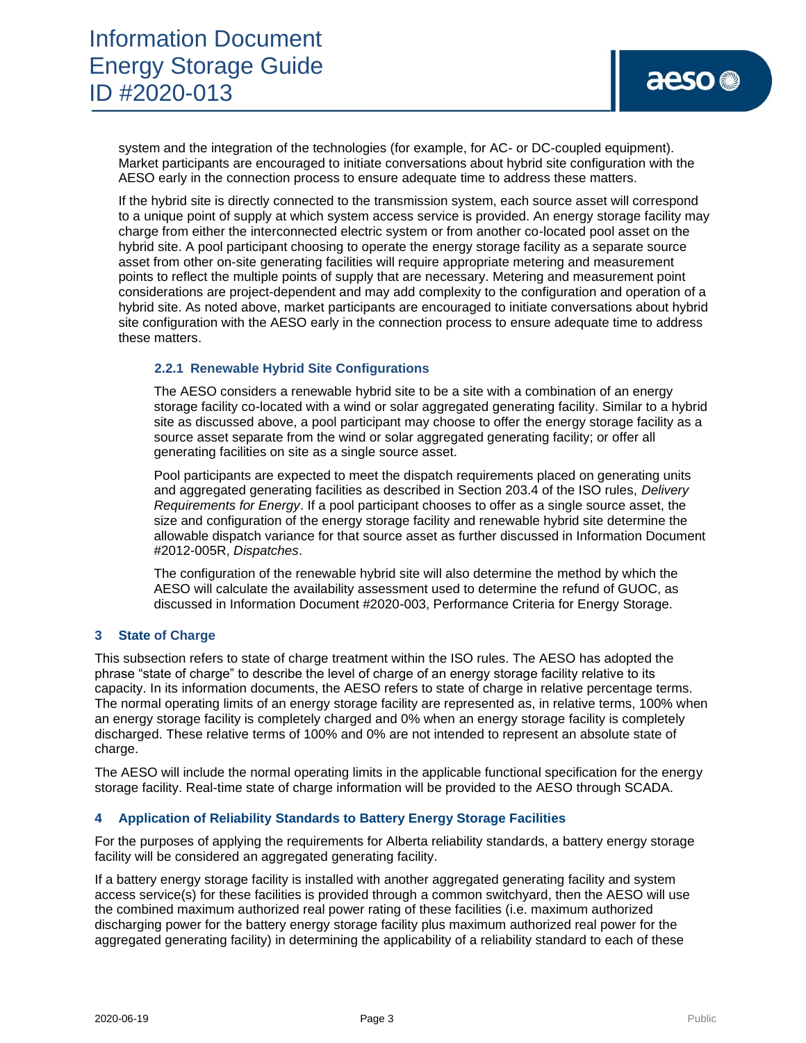system and the integration of the technologies (for example, for AC- or DC-coupled equipment). Market participants are encouraged to initiate conversations about hybrid site configuration with the AESO early in the connection process to ensure adequate time to address these matters.

If the hybrid site is directly connected to the transmission system, each source asset will correspond to a unique point of supply at which system access service is provided. An energy storage facility may charge from either the interconnected electric system or from another co-located pool asset on the hybrid site. A pool participant choosing to operate the energy storage facility as a separate source asset from other on-site generating facilities will require appropriate metering and measurement points to reflect the multiple points of supply that are necessary. Metering and measurement point considerations are project-dependent and may add complexity to the configuration and operation of a hybrid site. As noted above, market participants are encouraged to initiate conversations about hybrid site configuration with the AESO early in the connection process to ensure adequate time to address these matters.

### 2.2.1 Renewable Hybrid Site Configurations

The AESO considers a renewable hybrid site to be a site with a combination of an energy storage facility co-located with a wind or solar aggregated generating facility. Similar to a hybrid site as discussed above, a pool participant may choose to offer the energy storage facility as a source asset separate from the wind or solar aggregated generating facility; or offer all generating facilities on site as a single source asset.

Pool participants are expected to meet the dispatch requirements placed on generating units and aggregated generating facilities as described in Section 203.4 of the ISO rules, *Delivery Requirements for Energy*. If a pool participant chooses to offer as a single source asset, the size and configuration of the energy storage facility and renewable hybrid site determine the allowable dispatch variance for that source asset as further discussed in Information Document #2012-005R, *Dispatches*.

The configuration of the renewable hybrid site will also determine the method by which the AESO will calculate the availability assessment used to determine the refund of GUOC, as discussed in Information Document #2020-003, Performance Criteria for Energy Storage.

## 3 State of Charge

This subsection refers to state of charge treatment within the ISO rules. The AESO has adopted the phrase "state of charge" to describe the level of charge of an energy storage facility relative to its capacity. In its information documents, the AESO refers to state of charge in relative percentage terms. The normal operating limits of an energy storage facility are represented as, in relative terms, 100% when an energy storage facility is completely charged and 0% when an energy storage facility is completely discharged. These relative terms of 100% and 0% are not intended to represent an absolute state of charge.

The AESO will include the normal operating limits in the applicable functional specification for the energy storage facility. Real-time state of charge information will be provided to the AESO through SCADA.

## 4 Application of Reliability Standards to Battery Energy Storage Facilities

For the purposes of applying the requirements for Alberta reliability standards, a battery energy storage facility will be considered an aggregated generating facility.

If a battery energy storage facility is installed with another aggregated generating facility and system access service(s) for these facilities is provided through a common switchyard, then the AESO will use the combined maximum authorized real power rating of these facilities (i.e. maximum authorized discharging power for the battery energy storage facility plus maximum authorized real power for the aggregated generating facility) in determining the applicability of a reliability standard to each of these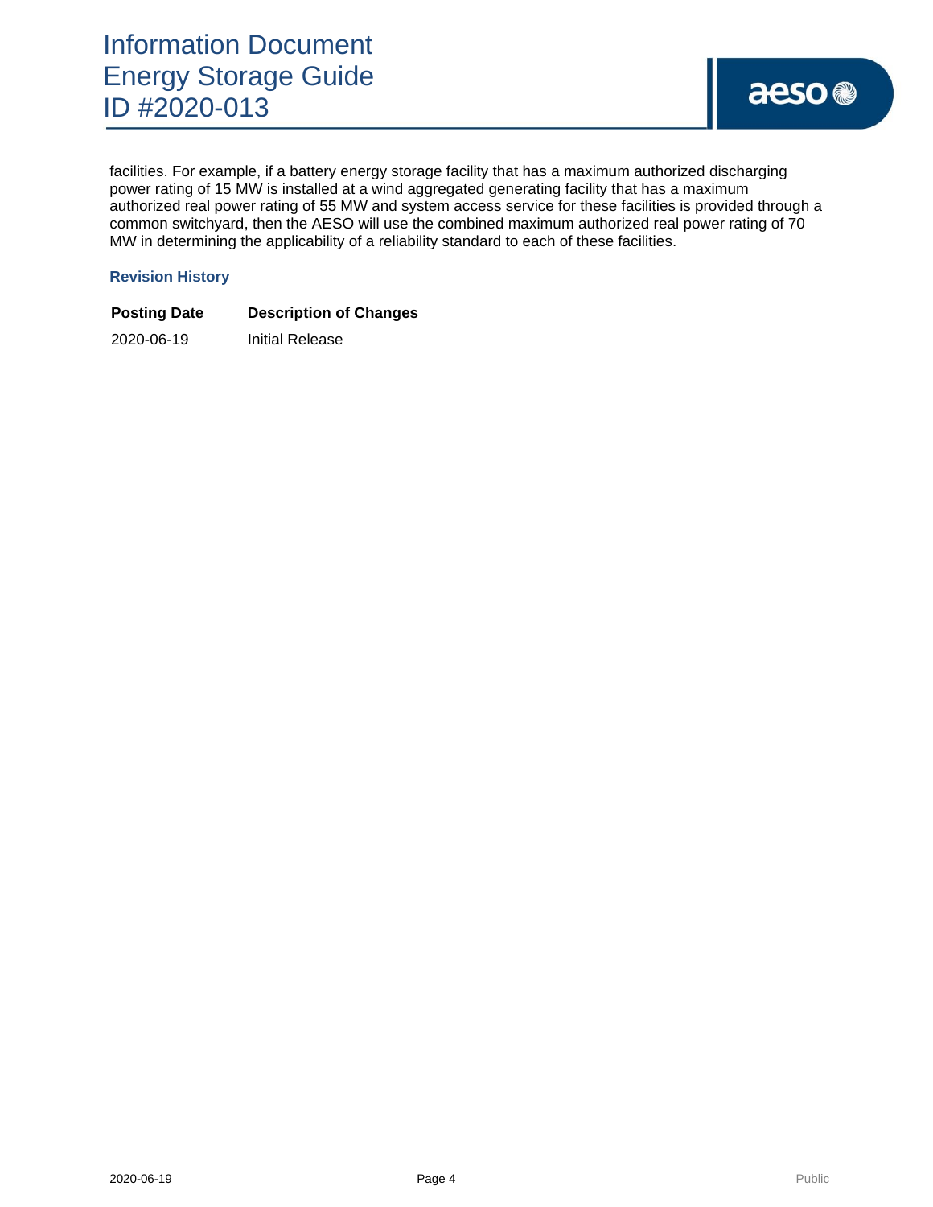facilities. For example, if a battery energy storage facility that has a maximum authorized discharging power rating of 15 MW is installed at a wind aggregated generating facility that has a maximum authorized real power rating of 55 MW and system access service for these facilities is provided through a common switchyard, then the AESO will use the combined maximum authorized real power rating of 70 MW in determining the applicability of a reliability standard to each of these facilities.

### Revision History

| Posting Date | Description of Changes |
|---|---|
| 2020-06-19 | Initial Release |